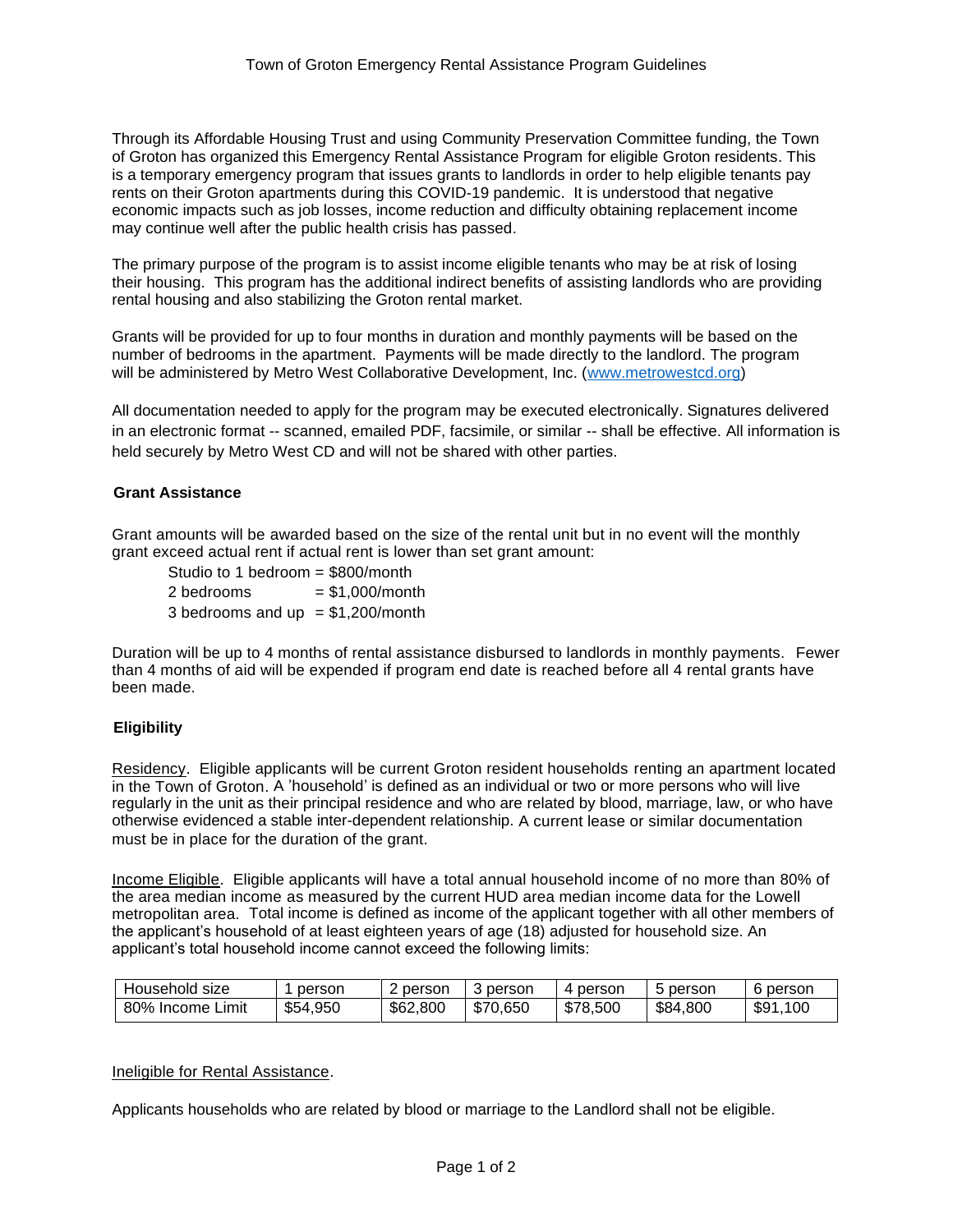# Town of Groton Emergency Rental Assistance Program Guidelines

Through its Affordable Housing Trust and using Community Preservation Committee funding, the Town of Groton has organized this Emergency Rental Assistance Program for eligible Groton residents. This is a temporary emergency program that issues grants to landlords in order to help eligible tenants pay rents on their Groton apartments during this COVID-19 pandemic. It is understood that negative economic impacts such as job losses, income reduction and difficulty obtaining replacement income may continue well after the public health crisis has passed.

The primary purpose of the program is to assist income eligible tenants who may be at risk of losing their housing. This program has the additional indirect benefits of assisting landlords who are providing rental housing and also stabilizing the Groton rental market.

Grants will be provided for up to four months in duration and monthly payments will be based on the number of bedrooms in the apartment. Payments will be made directly to the landlord. The program will be administered by Metro West Collaborative Development, Inc. (www.metrowestcd.org)

All documentation needed to apply for the program may be executed electronically. Signatures delivered in an electronic format -- scanned, emailed PDF, facsimile, or similar -- shall be effective. All information is held securely by Metro West CD and will not be shared with other parties.

## Grant Assistance

Grant amounts will be awarded based on the size of the rental unit but in no event will the monthly grant exceed actual rent if actual rent is lower than set grant amount:

- Studio to 1 bedroom = $800/month
- 2 bedrooms = $1,000/month
- 3 bedrooms and up = $1,200/month

Duration will be up to 4 months of rental assistance disbursed to landlords in monthly payments. Fewer than 4 months of aid will be expended if program end date is reached before all 4 rental grants have been made.

## Eligibility

Residency. Eligible applicants will be current Groton resident households renting an apartment located in the Town of Groton. A 'household' is defined as an individual or two or more persons who will live regularly in the unit as their principal residence and who are related by blood, marriage, law, or who have otherwise evidenced a stable inter-dependent relationship. A current lease or similar documentation must be in place for the duration of the grant.

Income Eligible. Eligible applicants will have a total annual household income of no more than 80% of the area median income as measured by the current HUD area median income data for the Lowell metropolitan area. Total income is defined as income of the applicant together with all other members of the applicant's household of at least eighteen years of age (18) adjusted for household size. An applicant's total household income cannot exceed the following limits:

| Household size | 1 person | 2 person | 3 person | 4 person | 5 person | 6 person |
|---|---|---|---|---|---|---|
| 80% Income Limit | $54,950 | $62,800 | $70,650 | $78,500 | $84,800 | $91,100 |

Ineligible for Rental Assistance.

Applicants households who are related by blood or marriage to the Landlord shall not be eligible.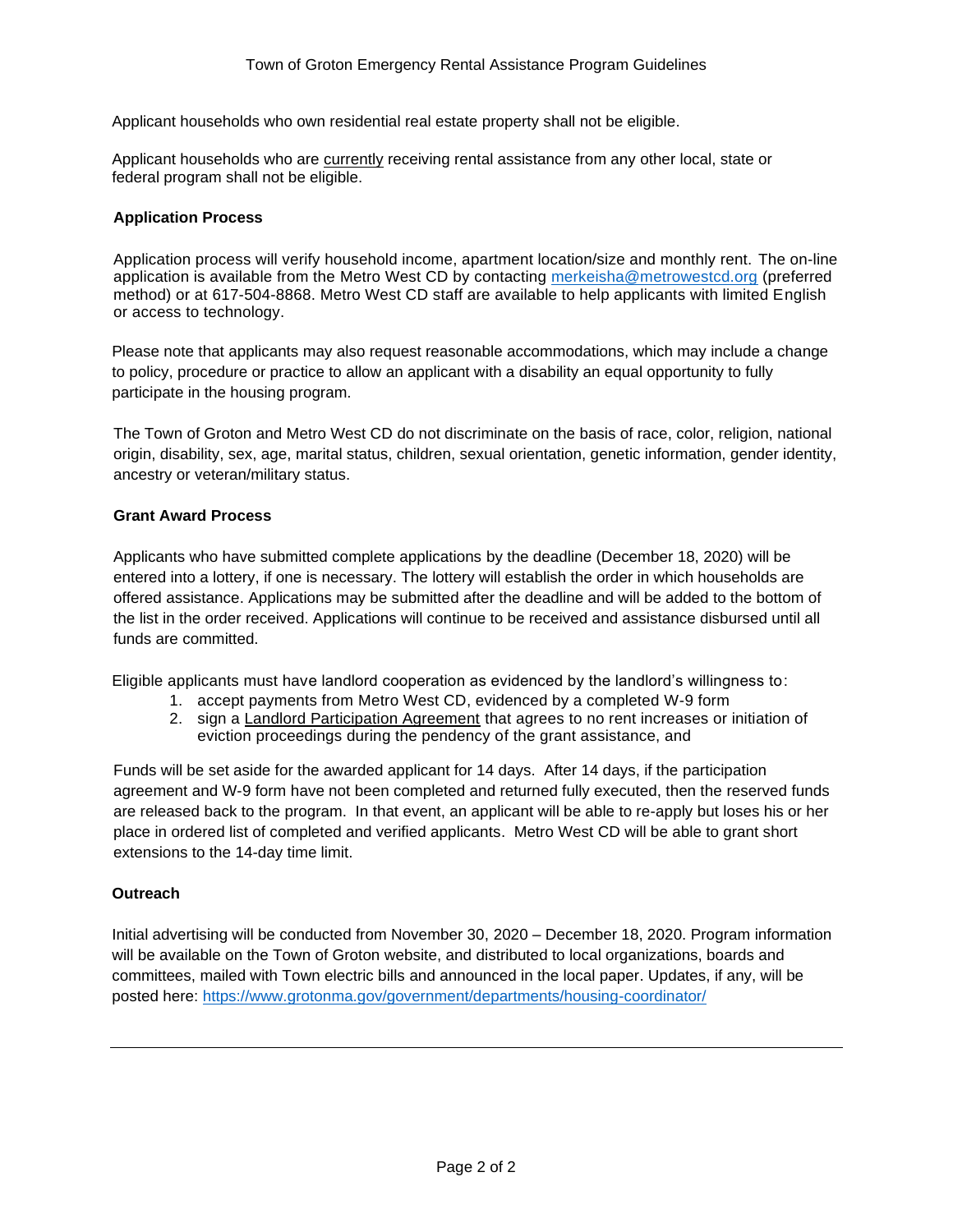Applicant households who own residential real estate property shall not be eligible.

Applicant households who are currently receiving rental assistance from any other local, state or federal program shall not be eligible.

### Application Process

Application process will verify household income, apartment location/size and monthly rent. The on-line application is available from the Metro West CD by contacting merkeisha@metrowestcd.org (preferred method) or at 617-504-8868. Metro West CD staff are available to help applicants with limited English or access to technology.

Please note that applicants may also request reasonable accommodations, which may include a change to policy, procedure or practice to allow an applicant with a disability an equal opportunity to fully participate in the housing program.

The Town of Groton and Metro West CD do not discriminate on the basis of race, color, religion, national origin, disability, sex, age, marital status, children, sexual orientation, genetic information, gender identity, ancestry or veteran/military status.

### Grant Award Process

Applicants who have submitted complete applications by the deadline (December 18, 2020) will be entered into a lottery, if one is necessary. The lottery will establish the order in which households are offered assistance. Applications may be submitted after the deadline and will be added to the bottom of the list in the order received. Applications will continue to be received and assistance disbursed until all funds are committed.

Eligible applicants must have landlord cooperation as evidenced by the landlord's willingness to:

1. accept payments from Metro West CD, evidenced by a completed W-9 form
2. sign a Landlord Participation Agreement that agrees to no rent increases or initiation of eviction proceedings during the pendency of the grant assistance, and

Funds will be set aside for the awarded applicant for 14 days. After 14 days, if the participation agreement and W-9 form have not been completed and returned fully executed, then the reserved funds are released back to the program. In that event, an applicant will be able to re-apply but loses his or her place in ordered list of completed and verified applicants. Metro West CD will be able to grant short extensions to the 14-day time limit.

### Outreach

Initial advertising will be conducted from November 30, 2020 – December 18, 2020. Program information will be available on the Town of Groton website, and distributed to local organizations, boards and committees, mailed with Town electric bills and announced in the local paper. Updates, if any, will be posted here: https://www.grotonma.gov/government/departments/housing-coordinator/